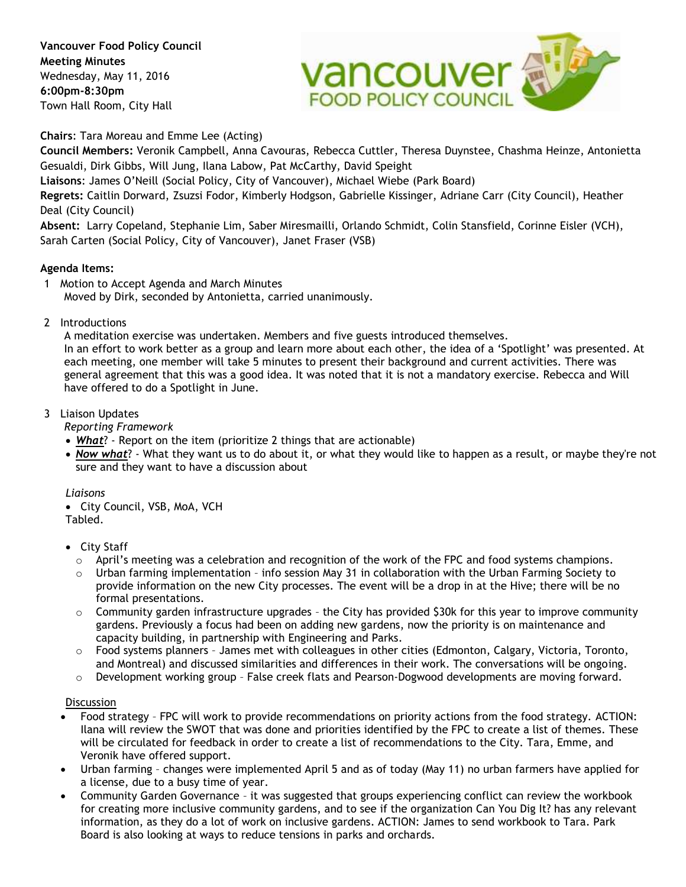**Vancouver Food Policy Council**
**Meeting Minutes**
Wednesday, May 11, 2016
**6:00pm-8:30pm**
Town Hall Room, City Hall

**Chairs**: Tara Moreau and Emme Lee (Acting)
**Council Members:** Veronik Campbell, Anna Cavouras, Rebecca Cuttler, Theresa Duynstee, Chashma Heinze, Antonietta Gesualdi, Dirk Gibbs, Will Jung, Ilana Labow, Pat McCarthy, David Speight
**Liaisons**: James O'Neill (Social Policy, City of Vancouver), Michael Wiebe (Park Board)
**Regrets:** Caitlin Dorward, Zsuzsi Fodor, Kimberly Hodgson, Gabrielle Kissinger, Adriane Carr (City Council), Heather Deal (City Council)
**Absent:** Larry Copeland, Stephanie Lim, Saber Miresmailli, Orlando Schmidt, Colin Stansfield, Corinne Eisler (VCH), Sarah Carten (Social Policy, City of Vancouver), Janet Fraser (VSB)

**Agenda Items:**

1. Motion to Accept Agenda and March Minutes
   Moved by Dirk, seconded by Antonietta, carried unanimously.

2. Introductions
   A meditation exercise was undertaken. Members and five guests introduced themselves.
   In an effort to work better as a group and learn more about each other, the idea of a 'Spotlight' was presented. At each meeting, one member will take 5 minutes to present their background and current activities. There was general agreement that this was a good idea. It was noted that it is not a mandatory exercise. Rebecca and Will have offered to do a Spotlight in June.

3. Liaison Updates
   *Reporting Framework*
   - ***What***? - Report on the item (prioritize 2 things that are actionable)
   - ***Now what***? - What they want us to do about it, or what they would like to happen as a result, or maybe they're not sure and they want to have a discussion about

   *Liaisons*
   - City Council, VSB, MoA, VCH
   Tabled.

   - City Staff
     - April's meeting was a celebration and recognition of the work of the FPC and food systems champions.
     - Urban farming implementation – info session May 31 in collaboration with the Urban Farming Society to provide information on the new City processes. The event will be a drop in at the Hive; there will be no formal presentations.
     - Community garden infrastructure upgrades – the City has provided $30k for this year to improve community gardens. Previously a focus had been on adding new gardens, now the priority is on maintenance and capacity building, in partnership with Engineering and Parks.
     - Food systems planners – James met with colleagues in other cities (Edmonton, Calgary, Victoria, Toronto, and Montreal) and discussed similarities and differences in their work. The conversations will be ongoing.
     - Development working group – False creek flats and Pearson-Dogwood developments are moving forward.

   Discussion
   - Food strategy – FPC will work to provide recommendations on priority actions from the food strategy. ACTION: Ilana will review the SWOT that was done and priorities identified by the FPC to create a list of themes. These will be circulated for feedback in order to create a list of recommendations to the City. Tara, Emme, and Veronik have offered support.
   - Urban farming – changes were implemented April 5 and as of today (May 11) no urban farmers have applied for a license, due to a busy time of year.
   - Community Garden Governance – it was suggested that groups experiencing conflict can review the workbook for creating more inclusive community gardens, and to see if the organization Can You Dig It? has any relevant information, as they do a lot of work on inclusive gardens. ACTION: James to send workbook to Tara. Park Board is also looking at ways to reduce tensions in parks and orchards.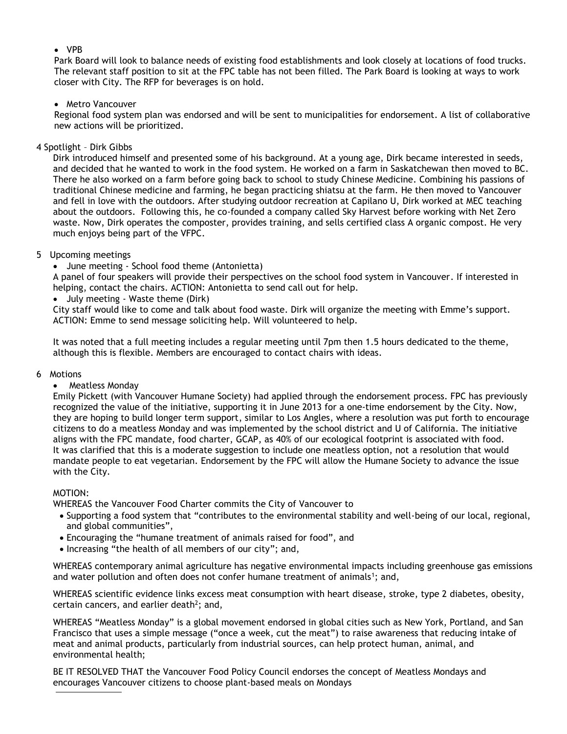- VPB

Park Board will look to balance needs of existing food establishments and look closely at locations of food trucks. The relevant staff position to sit at the FPC table has not been filled. The Park Board is looking at ways to work closer with City. The RFP for beverages is on hold.

- Metro Vancouver

Regional food system plan was endorsed and will be sent to municipalities for endorsement. A list of collaborative new actions will be prioritized.

4 Spotlight – Dirk Gibbs

Dirk introduced himself and presented some of his background. At a young age, Dirk became interested in seeds, and decided that he wanted to work in the food system. He worked on a farm in Saskatchewan then moved to BC. There he also worked on a farm before going back to school to study Chinese Medicine. Combining his passions of traditional Chinese medicine and farming, he began practicing shiatsu at the farm. He then moved to Vancouver and fell in love with the outdoors. After studying outdoor recreation at Capilano U, Dirk worked at MEC teaching about the outdoors. Following this, he co-founded a company called Sky Harvest before working with Net Zero waste. Now, Dirk operates the composter, provides training, and sells certified class A organic compost. He very much enjoys being part of the VFPC.

5 Upcoming meetings

- June meeting - School food theme (Antonietta)

A panel of four speakers will provide their perspectives on the school food system in Vancouver. If interested in helping, contact the chairs. ACTION: Antonietta to send call out for help.

- July meeting - Waste theme (Dirk)

City staff would like to come and talk about food waste. Dirk will organize the meeting with Emme's support. ACTION: Emme to send message soliciting help. Will volunteered to help.

It was noted that a full meeting includes a regular meeting until 7pm then 1.5 hours dedicated to the theme, although this is flexible. Members are encouraged to contact chairs with ideas.

6 Motions

- Meatless Monday

Emily Pickett (with Vancouver Humane Society) had applied through the endorsement process. FPC has previously recognized the value of the initiative, supporting it in June 2013 for a one-time endorsement by the City. Now, they are hoping to build longer term support, similar to Los Angles, where a resolution was put forth to encourage citizens to do a meatless Monday and was implemented by the school district and U of California. The initiative aligns with the FPC mandate, food charter, GCAP, as 40% of our ecological footprint is associated with food. It was clarified that this is a moderate suggestion to include one meatless option, not a resolution that would mandate people to eat vegetarian. Endorsement by the FPC will allow the Humane Society to advance the issue with the City.

MOTION:

WHEREAS the Vancouver Food Charter commits the City of Vancouver to

- Supporting a food system that "contributes to the environmental stability and well-being of our local, regional, and global communities",
- Encouraging the "humane treatment of animals raised for food", and
- Increasing "the health of all members of our city"; and,

WHEREAS contemporary animal agriculture has negative environmental impacts including greenhouse gas emissions and water pollution and often does not confer humane treatment of animals[1]; and,

WHEREAS scientific evidence links excess meat consumption with heart disease, stroke, type 2 diabetes, obesity, certain cancers, and earlier death[2]; and,

WHEREAS "Meatless Monday" is a global movement endorsed in global cities such as New York, Portland, and San Francisco that uses a simple message ("once a week, cut the meat") to raise awareness that reducing intake of meat and animal products, particularly from industrial sources, can help protect human, animal, and environmental health;

BE IT RESOLVED THAT the Vancouver Food Policy Council endorses the concept of Meatless Mondays and encourages Vancouver citizens to choose plant-based meals on Mondays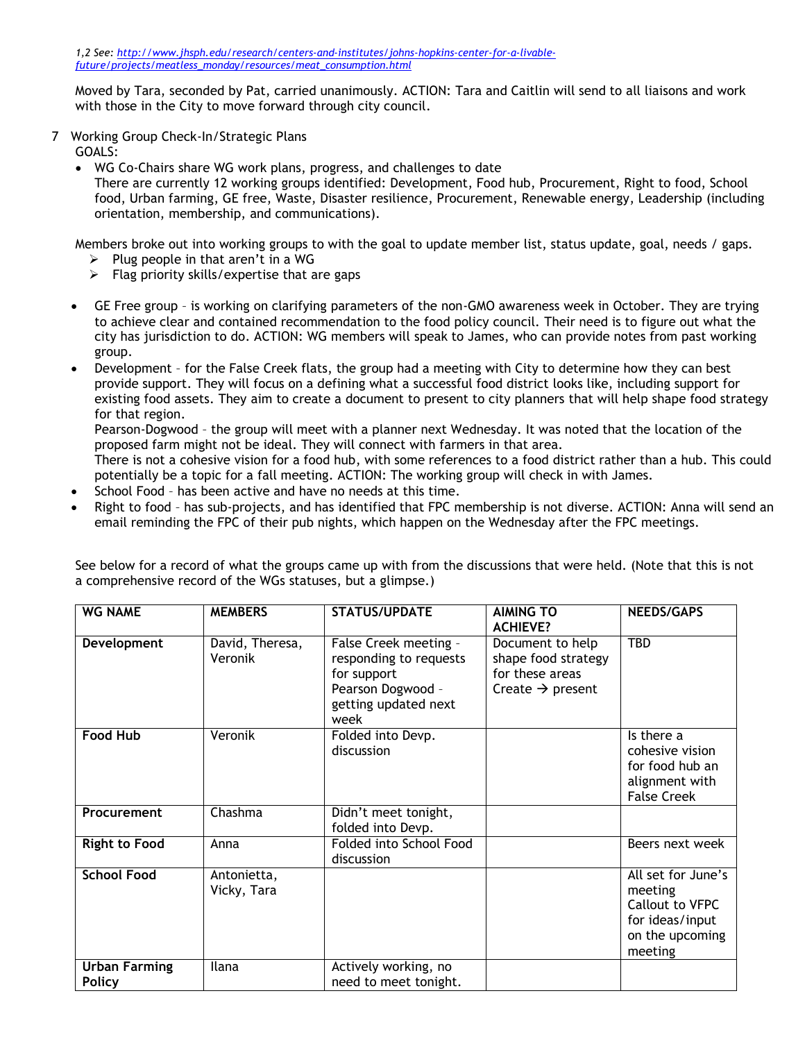*1,2 See: http://www.jhsph.edu/research/centers-and-institutes/johns-hopkins-center-for-a-livable-future/projects/meatless_monday/resources/meat_consumption.html*

Moved by Tara, seconded by Pat, carried unanimously. ACTION: Tara and Caitlin will send to all liaisons and work with those in the City to move forward through city council.

7 Working Group Check-In/Strategic Plans
GOALS:

- WG Co-Chairs share WG work plans, progress, and challenges to date
  There are currently 12 working groups identified: Development, Food hub, Procurement, Right to food, School food, Urban farming, GE free, Waste, Disaster resilience, Procurement, Renewable energy, Leadership (including orientation, membership, and communications).

Members broke out into working groups to with the goal to update member list, status update, goal, needs / gaps.

- ➢ Plug people in that aren't in a WG
- ➢ Flag priority skills/expertise that are gaps

- GE Free group – is working on clarifying parameters of the non-GMO awareness week in October. They are trying to achieve clear and contained recommendation to the food policy council. Their need is to figure out what the city has jurisdiction to do. ACTION: WG members will speak to James, who can provide notes from past working group.
- Development – for the False Creek flats, the group had a meeting with City to determine how they can best provide support. They will focus on a defining what a successful food district looks like, including support for existing food assets. They aim to create a document to present to city planners that will help shape food strategy for that region.
  Pearson-Dogwood – the group will meet with a planner next Wednesday. It was noted that the location of the proposed farm might not be ideal. They will connect with farmers in that area.
  There is not a cohesive vision for a food hub, with some references to a food district rather than a hub. This could potentially be a topic for a fall meeting. ACTION: The working group will check in with James.
- School Food – has been active and have no needs at this time.
- Right to food – has sub-projects, and has identified that FPC membership is not diverse. ACTION: Anna will send an email reminding the FPC of their pub nights, which happen on the Wednesday after the FPC meetings.

See below for a record of what the groups came up with from the discussions that were held. (Note that this is not a comprehensive record of the WGs statuses, but a glimpse.)

| WG NAME | MEMBERS | STATUS/UPDATE | AIMING TO ACHIEVE? | NEEDS/GAPS |
|---|---|---|---|---|
| **Development** | David, Theresa, Veronik | False Creek meeting – responding to requests for support<br>Pearson Dogwood – getting updated next week | Document to help shape food strategy for these areas<br>Create → present | TBD |
| **Food Hub** | Veronik | Folded into Devp. discussion | | Is there a cohesive vision for food hub an alignment with False Creek |
| **Procurement** | Chashma | Didn't meet tonight, folded into Devp. | | |
| **Right to Food** | Anna | Folded into School Food discussion | | Beers next week |
| **School Food** | Antonietta, Vicky, Tara | | | All set for June's meeting<br>Callout to VFPC for ideas/input on the upcoming meeting |
| **Urban Farming Policy** | Ilana | Actively working, no need to meet tonight. | | |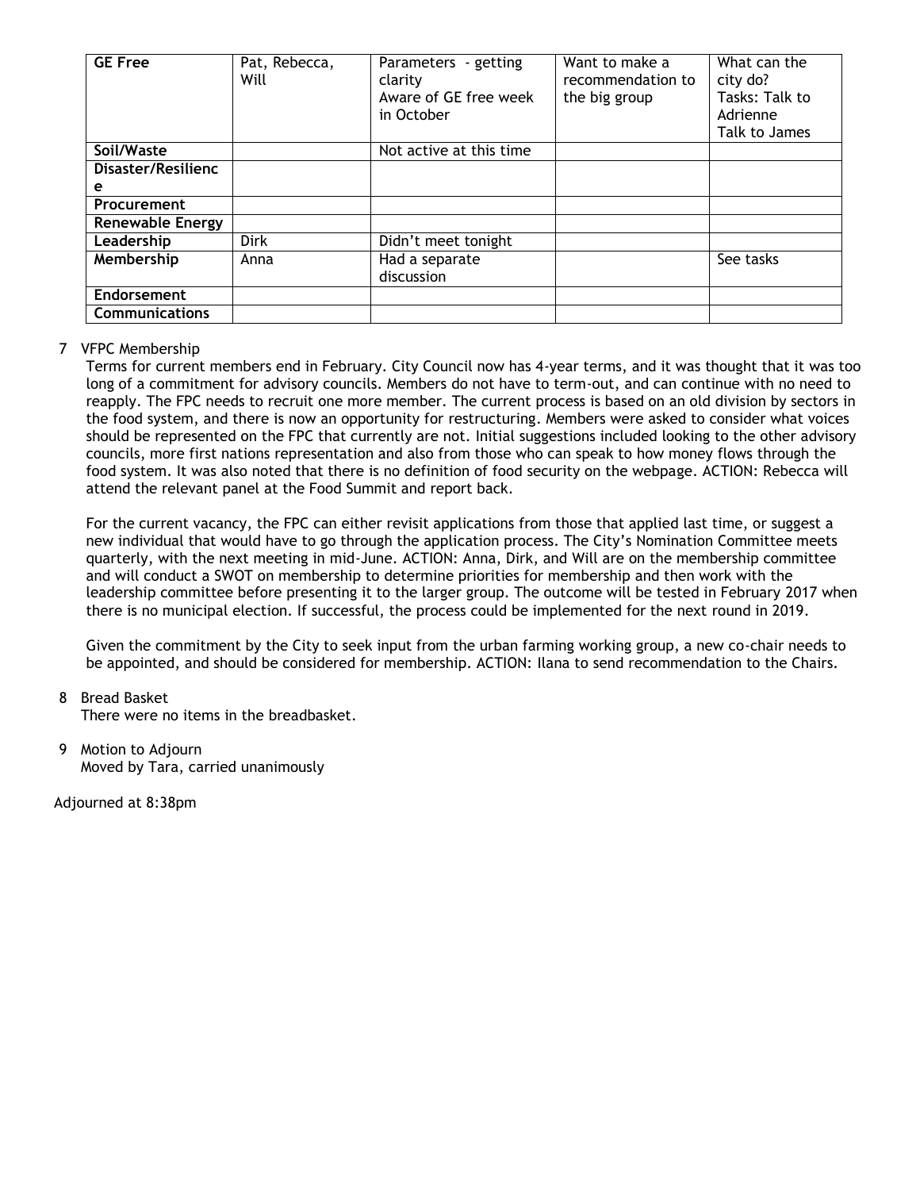| | | | | |
|---|---|---|---|---|
| **GE Free** | Pat, Rebecca, Will | Parameters - getting clarity<br>Aware of GE free week in October | Want to make a recommendation to the big group | What can the city do?<br>Tasks: Talk to Adrienne<br>Talk to James |
| **Soil/Waste** | | Not active at this time | | |
| **Disaster/Resilience** | | | | |
| **Procurement** | | | | |
| **Renewable Energy** | | | | |
| **Leadership** | Dirk | Didn't meet tonight | | |
| **Membership** | Anna | Had a separate discussion | | See tasks |
| **Endorsement** | | | | |
| **Communications** | | | | |

7 VFPC Membership

Terms for current members end in February. City Council now has 4-year terms, and it was thought that it was too long of a commitment for advisory councils. Members do not have to term-out, and can continue with no need to reapply. The FPC needs to recruit one more member. The current process is based on an old division by sectors in the food system, and there is now an opportunity for restructuring. Members were asked to consider what voices should be represented on the FPC that currently are not. Initial suggestions included looking to the other advisory councils, more first nations representation and also from those who can speak to how money flows through the food system. It was also noted that there is no definition of food security on the webpage. ACTION: Rebecca will attend the relevant panel at the Food Summit and report back.

For the current vacancy, the FPC can either revisit applications from those that applied last time, or suggest a new individual that would have to go through the application process. The City's Nomination Committee meets quarterly, with the next meeting in mid-June. ACTION: Anna, Dirk, and Will are on the membership committee and will conduct a SWOT on membership to determine priorities for membership and then work with the leadership committee before presenting it to the larger group. The outcome will be tested in February 2017 when there is no municipal election. If successful, the process could be implemented for the next round in 2019.

Given the commitment by the City to seek input from the urban farming working group, a new co-chair needs to be appointed, and should be considered for membership. ACTION: Ilana to send recommendation to the Chairs.

8 Bread Basket

There were no items in the breadbasket.

9 Motion to Adjourn

Moved by Tara, carried unanimously

Adjourned at 8:38pm